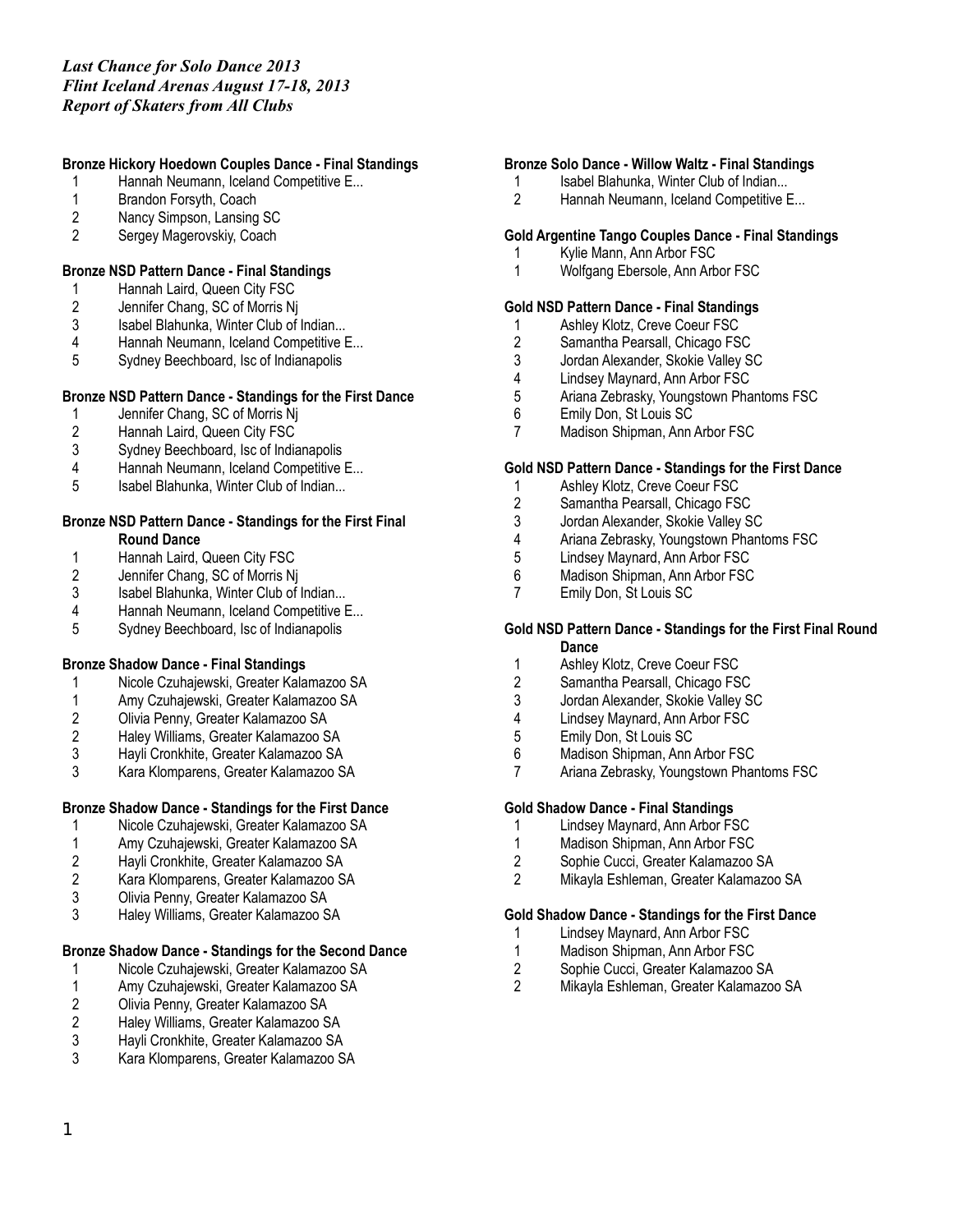*Last Chance for Solo Dance 2013*
*Flint Iceland Arenas August 17-18, 2013*
*Report of Skaters from All Clubs*

**Bronze Hickory Hoedown Couples Dance - Final Standings**

| | |
|---|---|
| 1 | Hannah Neumann, Iceland Competitive E... |
| 1 | Brandon Forsyth, Coach |
| 2 | Nancy Simpson, Lansing SC |
| 2 | Sergey Magerovskiy, Coach |

**Bronze NSD Pattern Dance - Final Standings**

| | |
|---|---|
| 1 | Hannah Laird, Queen City FSC |
| 2 | Jennifer Chang, SC of Morris Nj |
| 3 | Isabel Blahunka, Winter Club of Indian... |
| 4 | Hannah Neumann, Iceland Competitive E... |
| 5 | Sydney Beechboard, Isc of Indianapolis |

**Bronze NSD Pattern Dance - Standings for the First Dance**

| | |
|---|---|
| 1 | Jennifer Chang, SC of Morris Nj |
| 2 | Hannah Laird, Queen City FSC |
| 3 | Sydney Beechboard, Isc of Indianapolis |
| 4 | Hannah Neumann, Iceland Competitive E... |
| 5 | Isabel Blahunka, Winter Club of Indian... |

**Bronze NSD Pattern Dance - Standings for the First Final Round Dance**

| | |
|---|---|
| 1 | Hannah Laird, Queen City FSC |
| 2 | Jennifer Chang, SC of Morris Nj |
| 3 | Isabel Blahunka, Winter Club of Indian... |
| 4 | Hannah Neumann, Iceland Competitive E... |
| 5 | Sydney Beechboard, Isc of Indianapolis |

**Bronze Shadow Dance - Final Standings**

| | |
|---|---|
| 1 | Nicole Czuhajewski, Greater Kalamazoo SA |
| 1 | Amy Czuhajewski, Greater Kalamazoo SA |
| 2 | Olivia Penny, Greater Kalamazoo SA |
| 2 | Haley Williams, Greater Kalamazoo SA |
| 3 | Hayli Cronkhite, Greater Kalamazoo SA |
| 3 | Kara Klomparens, Greater Kalamazoo SA |

**Bronze Shadow Dance - Standings for the First Dance**

| | |
|---|---|
| 1 | Nicole Czuhajewski, Greater Kalamazoo SA |
| 1 | Amy Czuhajewski, Greater Kalamazoo SA |
| 2 | Hayli Cronkhite, Greater Kalamazoo SA |
| 2 | Kara Klomparens, Greater Kalamazoo SA |
| 3 | Olivia Penny, Greater Kalamazoo SA |
| 3 | Haley Williams, Greater Kalamazoo SA |

**Bronze Shadow Dance - Standings for the Second Dance**

| | |
|---|---|
| 1 | Nicole Czuhajewski, Greater Kalamazoo SA |
| 1 | Amy Czuhajewski, Greater Kalamazoo SA |
| 2 | Olivia Penny, Greater Kalamazoo SA |
| 2 | Haley Williams, Greater Kalamazoo SA |
| 3 | Hayli Cronkhite, Greater Kalamazoo SA |
| 3 | Kara Klomparens, Greater Kalamazoo SA |

**Bronze Solo Dance - Willow Waltz - Final Standings**

| | |
|---|---|
| 1 | Isabel Blahunka, Winter Club of Indian... |
| 2 | Hannah Neumann, Iceland Competitive E... |

**Gold Argentine Tango Couples Dance - Final Standings**

| | |
|---|---|
| 1 | Kylie Mann, Ann Arbor FSC |
| 1 | Wolfgang Ebersole, Ann Arbor FSC |

**Gold NSD Pattern Dance - Final Standings**

| | |
|---|---|
| 1 | Ashley Klotz, Creve Coeur FSC |
| 2 | Samantha Pearsall, Chicago FSC |
| 3 | Jordan Alexander, Skokie Valley SC |
| 4 | Lindsey Maynard, Ann Arbor FSC |
| 5 | Ariana Zebrasky, Youngstown Phantoms FSC |
| 6 | Emily Don, St Louis SC |
| 7 | Madison Shipman, Ann Arbor FSC |

**Gold NSD Pattern Dance - Standings for the First Dance**

| | |
|---|---|
| 1 | Ashley Klotz, Creve Coeur FSC |
| 2 | Samantha Pearsall, Chicago FSC |
| 3 | Jordan Alexander, Skokie Valley SC |
| 4 | Ariana Zebrasky, Youngstown Phantoms FSC |
| 5 | Lindsey Maynard, Ann Arbor FSC |
| 6 | Madison Shipman, Ann Arbor FSC |
| 7 | Emily Don, St Louis SC |

**Gold NSD Pattern Dance - Standings for the First Final Round Dance**

| | |
|---|---|
| 1 | Ashley Klotz, Creve Coeur FSC |
| 2 | Samantha Pearsall, Chicago FSC |
| 3 | Jordan Alexander, Skokie Valley SC |
| 4 | Lindsey Maynard, Ann Arbor FSC |
| 5 | Emily Don, St Louis SC |
| 6 | Madison Shipman, Ann Arbor FSC |
| 7 | Ariana Zebrasky, Youngstown Phantoms FSC |

**Gold Shadow Dance - Final Standings**

| | |
|---|---|
| 1 | Lindsey Maynard, Ann Arbor FSC |
| 1 | Madison Shipman, Ann Arbor FSC |
| 2 | Sophie Cucci, Greater Kalamazoo SA |
| 2 | Mikayla Eshleman, Greater Kalamazoo SA |

**Gold Shadow Dance - Standings for the First Dance**

| | |
|---|---|
| 1 | Lindsey Maynard, Ann Arbor FSC |
| 1 | Madison Shipman, Ann Arbor FSC |
| 2 | Sophie Cucci, Greater Kalamazoo SA |
| 2 | Mikayla Eshleman, Greater Kalamazoo SA |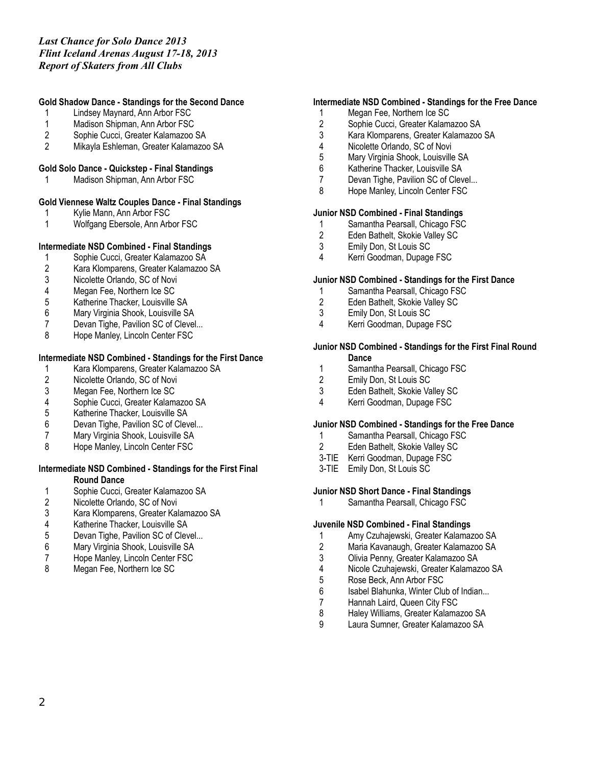*Last Chance for Solo Dance 2013*
*Flint Iceland Arenas August 17-18, 2013*
*Report of Skaters from All Clubs*

**Gold Shadow Dance - Standings for the Second Dance**

1 Lindsey Maynard, Ann Arbor FSC
1 Madison Shipman, Ann Arbor FSC
2 Sophie Cucci, Greater Kalamazoo SA
2 Mikayla Eshleman, Greater Kalamazoo SA

**Gold Solo Dance - Quickstep - Final Standings**

1 Madison Shipman, Ann Arbor FSC

**Gold Viennese Waltz Couples Dance - Final Standings**

1 Kylie Mann, Ann Arbor FSC
1 Wolfgang Ebersole, Ann Arbor FSC

**Intermediate NSD Combined - Final Standings**

1 Sophie Cucci, Greater Kalamazoo SA
2 Kara Klomparens, Greater Kalamazoo SA
3 Nicolette Orlando, SC of Novi
4 Megan Fee, Northern Ice SC
5 Katherine Thacker, Louisville SA
6 Mary Virginia Shook, Louisville SA
7 Devan Tighe, Pavilion SC of Clevel...
8 Hope Manley, Lincoln Center FSC

**Intermediate NSD Combined - Standings for the First Dance**

1 Kara Klomparens, Greater Kalamazoo SA
2 Nicolette Orlando, SC of Novi
3 Megan Fee, Northern Ice SC
4 Sophie Cucci, Greater Kalamazoo SA
5 Katherine Thacker, Louisville SA
6 Devan Tighe, Pavilion SC of Clevel...
7 Mary Virginia Shook, Louisville SA
8 Hope Manley, Lincoln Center FSC

**Intermediate NSD Combined - Standings for the First Final Round Dance**

1 Sophie Cucci, Greater Kalamazoo SA
2 Nicolette Orlando, SC of Novi
3 Kara Klomparens, Greater Kalamazoo SA
4 Katherine Thacker, Louisville SA
5 Devan Tighe, Pavilion SC of Clevel...
6 Mary Virginia Shook, Louisville SA
7 Hope Manley, Lincoln Center FSC
8 Megan Fee, Northern Ice SC

**Intermediate NSD Combined - Standings for the Free Dance**

1 Megan Fee, Northern Ice SC
2 Sophie Cucci, Greater Kalamazoo SA
3 Kara Klomparens, Greater Kalamazoo SA
4 Nicolette Orlando, SC of Novi
5 Mary Virginia Shook, Louisville SA
6 Katherine Thacker, Louisville SA
7 Devan Tighe, Pavilion SC of Clevel...
8 Hope Manley, Lincoln Center FSC

**Junior NSD Combined - Final Standings**

1 Samantha Pearsall, Chicago FSC
2 Eden Bathelt, Skokie Valley SC
3 Emily Don, St Louis SC
4 Kerri Goodman, Dupage FSC

**Junior NSD Combined - Standings for the First Dance**

1 Samantha Pearsall, Chicago FSC
2 Eden Bathelt, Skokie Valley SC
3 Emily Don, St Louis SC
4 Kerri Goodman, Dupage FSC

**Junior NSD Combined - Standings for the First Final Round Dance**

1 Samantha Pearsall, Chicago FSC
2 Emily Don, St Louis SC
3 Eden Bathelt, Skokie Valley SC
4 Kerri Goodman, Dupage FSC

**Junior NSD Combined - Standings for the Free Dance**

1 Samantha Pearsall, Chicago FSC
2 Eden Bathelt, Skokie Valley SC
3-TIE Kerri Goodman, Dupage FSC
3-TIE Emily Don, St Louis SC

**Junior NSD Short Dance - Final Standings**

1 Samantha Pearsall, Chicago FSC

**Juvenile NSD Combined - Final Standings**

1 Amy Czuhajewski, Greater Kalamazoo SA
2 Maria Kavanaugh, Greater Kalamazoo SA
3 Olivia Penny, Greater Kalamazoo SA
4 Nicole Czuhajewski, Greater Kalamazoo SA
5 Rose Beck, Ann Arbor FSC
6 Isabel Blahunka, Winter Club of Indian...
7 Hannah Laird, Queen City FSC
8 Haley Williams, Greater Kalamazoo SA
9 Laura Sumner, Greater Kalamazoo SA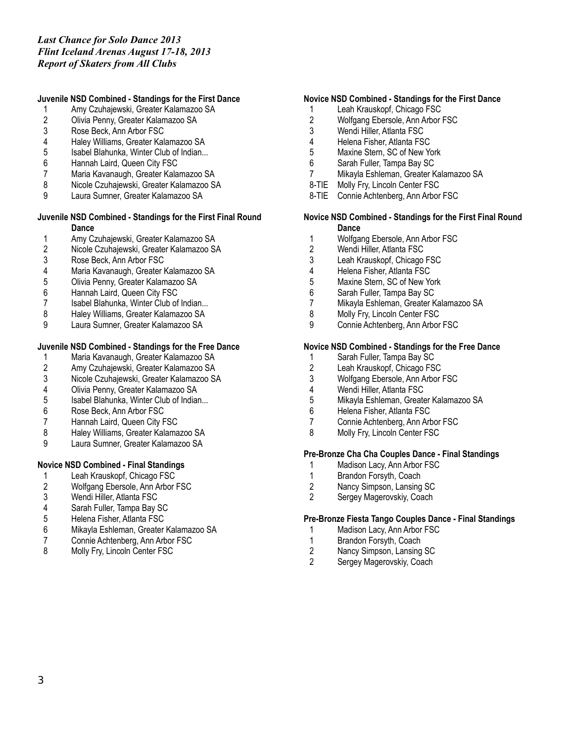*Last Chance for Solo Dance 2013*
*Flint Iceland Arenas August 17-18, 2013*
*Report of Skaters from All Clubs*

**Juvenile NSD Combined - Standings for the First Dance**

| | |
|---|---|
| 1 | Amy Czuhajewski, Greater Kalamazoo SA |
| 2 | Olivia Penny, Greater Kalamazoo SA |
| 3 | Rose Beck, Ann Arbor FSC |
| 4 | Haley Williams, Greater Kalamazoo SA |
| 5 | Isabel Blahunka, Winter Club of Indian... |
| 6 | Hannah Laird, Queen City FSC |
| 7 | Maria Kavanaugh, Greater Kalamazoo SA |
| 8 | Nicole Czuhajewski, Greater Kalamazoo SA |
| 9 | Laura Sumner, Greater Kalamazoo SA |

**Juvenile NSD Combined - Standings for the First Final Round Dance**

| | |
|---|---|
| 1 | Amy Czuhajewski, Greater Kalamazoo SA |
| 2 | Nicole Czuhajewski, Greater Kalamazoo SA |
| 3 | Rose Beck, Ann Arbor FSC |
| 4 | Maria Kavanaugh, Greater Kalamazoo SA |
| 5 | Olivia Penny, Greater Kalamazoo SA |
| 6 | Hannah Laird, Queen City FSC |
| 7 | Isabel Blahunka, Winter Club of Indian... |
| 8 | Haley Williams, Greater Kalamazoo SA |
| 9 | Laura Sumner, Greater Kalamazoo SA |

**Juvenile NSD Combined - Standings for the Free Dance**

| | |
|---|---|
| 1 | Maria Kavanaugh, Greater Kalamazoo SA |
| 2 | Amy Czuhajewski, Greater Kalamazoo SA |
| 3 | Nicole Czuhajewski, Greater Kalamazoo SA |
| 4 | Olivia Penny, Greater Kalamazoo SA |
| 5 | Isabel Blahunka, Winter Club of Indian... |
| 6 | Rose Beck, Ann Arbor FSC |
| 7 | Hannah Laird, Queen City FSC |
| 8 | Haley Williams, Greater Kalamazoo SA |
| 9 | Laura Sumner, Greater Kalamazoo SA |

**Novice NSD Combined - Final Standings**

| | |
|---|---|
| 1 | Leah Krauskopf, Chicago FSC |
| 2 | Wolfgang Ebersole, Ann Arbor FSC |
| 3 | Wendi Hiller, Atlanta FSC |
| 4 | Sarah Fuller, Tampa Bay SC |
| 5 | Helena Fisher, Atlanta FSC |
| 6 | Mikayla Eshleman, Greater Kalamazoo SA |
| 7 | Connie Achtenberg, Ann Arbor FSC |
| 8 | Molly Fry, Lincoln Center FSC |

**Novice NSD Combined - Standings for the First Dance**

| | |
|---|---|
| 1 | Leah Krauskopf, Chicago FSC |
| 2 | Wolfgang Ebersole, Ann Arbor FSC |
| 3 | Wendi Hiller, Atlanta FSC |
| 4 | Helena Fisher, Atlanta FSC |
| 5 | Maxine Stern, SC of New York |
| 6 | Sarah Fuller, Tampa Bay SC |
| 7 | Mikayla Eshleman, Greater Kalamazoo SA |
| 8-TIE | Molly Fry, Lincoln Center FSC |
| 8-TIE | Connie Achtenberg, Ann Arbor FSC |

**Novice NSD Combined - Standings for the First Final Round Dance**

| | |
|---|---|
| 1 | Wolfgang Ebersole, Ann Arbor FSC |
| 2 | Wendi Hiller, Atlanta FSC |
| 3 | Leah Krauskopf, Chicago FSC |
| 4 | Helena Fisher, Atlanta FSC |
| 5 | Maxine Stern, SC of New York |
| 6 | Sarah Fuller, Tampa Bay SC |
| 7 | Mikayla Eshleman, Greater Kalamazoo SA |
| 8 | Molly Fry, Lincoln Center FSC |
| 9 | Connie Achtenberg, Ann Arbor FSC |

**Novice NSD Combined - Standings for the Free Dance**

| | |
|---|---|
| 1 | Sarah Fuller, Tampa Bay SC |
| 2 | Leah Krauskopf, Chicago FSC |
| 3 | Wolfgang Ebersole, Ann Arbor FSC |
| 4 | Wendi Hiller, Atlanta FSC |
| 5 | Mikayla Eshleman, Greater Kalamazoo SA |
| 6 | Helena Fisher, Atlanta FSC |
| 7 | Connie Achtenberg, Ann Arbor FSC |
| 8 | Molly Fry, Lincoln Center FSC |

**Pre-Bronze Cha Cha Couples Dance - Final Standings**

| | |
|---|---|
| 1 | Madison Lacy, Ann Arbor FSC |
| 1 | Brandon Forsyth, Coach |
| 2 | Nancy Simpson, Lansing SC |
| 2 | Sergey Magerovskiy, Coach |

**Pre-Bronze Fiesta Tango Couples Dance - Final Standings**

| | |
|---|---|
| 1 | Madison Lacy, Ann Arbor FSC |
| 1 | Brandon Forsyth, Coach |
| 2 | Nancy Simpson, Lansing SC |
| 2 | Sergey Magerovskiy, Coach |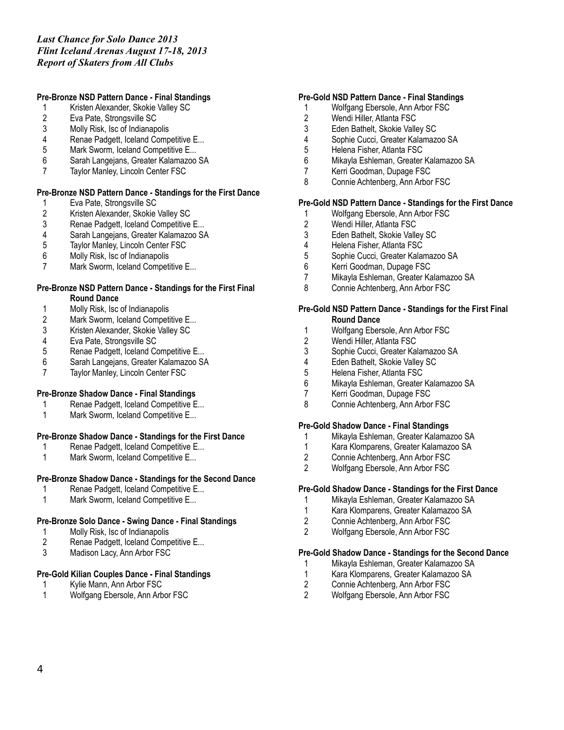*Last Chance for Solo Dance 2013*
*Flint Iceland Arenas August 17-18, 2013*
*Report of Skaters from All Clubs*

**Pre-Bronze NSD Pattern Dance - Final Standings**

1 Kristen Alexander, Skokie Valley SC
2 Eva Pate, Strongsville SC
3 Molly Risk, Isc of Indianapolis
4 Renae Padgett, Iceland Competitive E...
5 Mark Sworm, Iceland Competitive E...
6 Sarah Langejans, Greater Kalamazoo SA
7 Taylor Manley, Lincoln Center FSC

**Pre-Bronze NSD Pattern Dance - Standings for the First Dance**

1 Eva Pate, Strongsville SC
2 Kristen Alexander, Skokie Valley SC
3 Renae Padgett, Iceland Competitive E...
4 Sarah Langejans, Greater Kalamazoo SA
5 Taylor Manley, Lincoln Center FSC
6 Molly Risk, Isc of Indianapolis
7 Mark Sworm, Iceland Competitive E...

**Pre-Bronze NSD Pattern Dance - Standings for the First Final Round Dance**

1 Molly Risk, Isc of Indianapolis
2 Mark Sworm, Iceland Competitive E...
3 Kristen Alexander, Skokie Valley SC
4 Eva Pate, Strongsville SC
5 Renae Padgett, Iceland Competitive E...
6 Sarah Langejans, Greater Kalamazoo SA
7 Taylor Manley, Lincoln Center FSC

**Pre-Bronze Shadow Dance - Final Standings**

1 Renae Padgett, Iceland Competitive E...
1 Mark Sworm, Iceland Competitive E...

**Pre-Bronze Shadow Dance - Standings for the First Dance**

1 Renae Padgett, Iceland Competitive E...
1 Mark Sworm, Iceland Competitive E...

**Pre-Bronze Shadow Dance - Standings for the Second Dance**

1 Renae Padgett, Iceland Competitive E...
1 Mark Sworm, Iceland Competitive E...

**Pre-Bronze Solo Dance - Swing Dance - Final Standings**

1 Molly Risk, Isc of Indianapolis
2 Renae Padgett, Iceland Competitive E...
3 Madison Lacy, Ann Arbor FSC

**Pre-Gold Kilian Couples Dance - Final Standings**

1 Kylie Mann, Ann Arbor FSC
1 Wolfgang Ebersole, Ann Arbor FSC

**Pre-Gold NSD Pattern Dance - Final Standings**

1 Wolfgang Ebersole, Ann Arbor FSC
2 Wendi Hiller, Atlanta FSC
3 Eden Bathelt, Skokie Valley SC
4 Sophie Cucci, Greater Kalamazoo SA
5 Helena Fisher, Atlanta FSC
6 Mikayla Eshleman, Greater Kalamazoo SA
7 Kerri Goodman, Dupage FSC
8 Connie Achtenberg, Ann Arbor FSC

**Pre-Gold NSD Pattern Dance - Standings for the First Dance**

1 Wolfgang Ebersole, Ann Arbor FSC
2 Wendi Hiller, Atlanta FSC
3 Eden Bathelt, Skokie Valley SC
4 Helena Fisher, Atlanta FSC
5 Sophie Cucci, Greater Kalamazoo SA
6 Kerri Goodman, Dupage FSC
7 Mikayla Eshleman, Greater Kalamazoo SA
8 Connie Achtenberg, Ann Arbor FSC

**Pre-Gold NSD Pattern Dance - Standings for the First Final Round Dance**

1 Wolfgang Ebersole, Ann Arbor FSC
2 Wendi Hiller, Atlanta FSC
3 Sophie Cucci, Greater Kalamazoo SA
4 Eden Bathelt, Skokie Valley SC
5 Helena Fisher, Atlanta FSC
6 Mikayla Eshleman, Greater Kalamazoo SA
7 Kerri Goodman, Dupage FSC
8 Connie Achtenberg, Ann Arbor FSC

**Pre-Gold Shadow Dance - Final Standings**

1 Mikayla Eshleman, Greater Kalamazoo SA
1 Kara Klomparens, Greater Kalamazoo SA
2 Connie Achtenberg, Ann Arbor FSC
2 Wolfgang Ebersole, Ann Arbor FSC

**Pre-Gold Shadow Dance - Standings for the First Dance**

1 Mikayla Eshleman, Greater Kalamazoo SA
1 Kara Klomparens, Greater Kalamazoo SA
2 Connie Achtenberg, Ann Arbor FSC
2 Wolfgang Ebersole, Ann Arbor FSC

**Pre-Gold Shadow Dance - Standings for the Second Dance**

1 Mikayla Eshleman, Greater Kalamazoo SA
1 Kara Klomparens, Greater Kalamazoo SA
2 Connie Achtenberg, Ann Arbor FSC
2 Wolfgang Ebersole, Ann Arbor FSC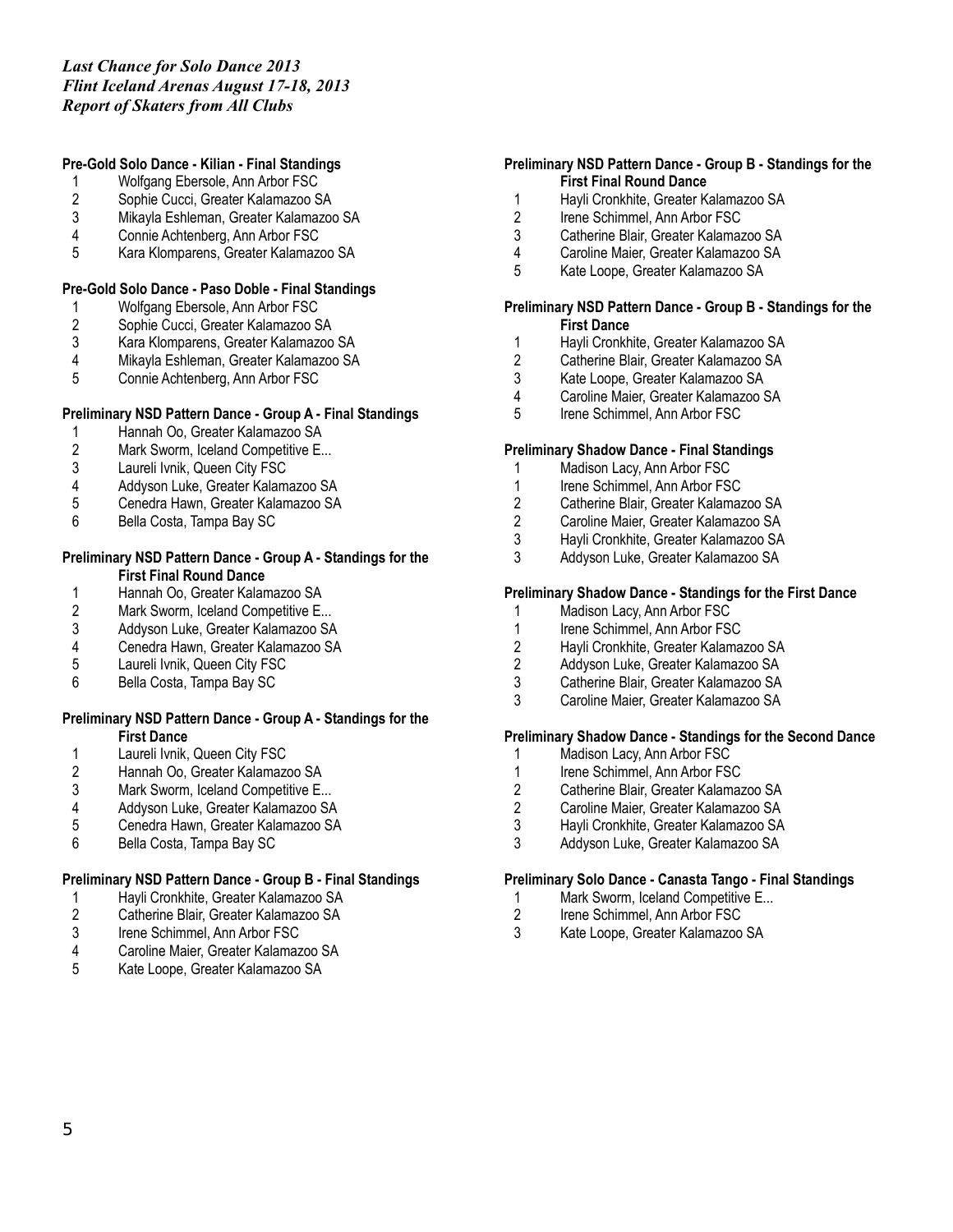*Last Chance for Solo Dance 2013*
*Flint Iceland Arenas August 17-18, 2013*
*Report of Skaters from All Clubs*

**Pre-Gold Solo Dance - Kilian - Final Standings**

1 Wolfgang Ebersole, Ann Arbor FSC
2 Sophie Cucci, Greater Kalamazoo SA
3 Mikayla Eshleman, Greater Kalamazoo SA
4 Connie Achtenberg, Ann Arbor FSC
5 Kara Klomparens, Greater Kalamazoo SA

**Pre-Gold Solo Dance - Paso Doble - Final Standings**

1 Wolfgang Ebersole, Ann Arbor FSC
2 Sophie Cucci, Greater Kalamazoo SA
3 Kara Klomparens, Greater Kalamazoo SA
4 Mikayla Eshleman, Greater Kalamazoo SA
5 Connie Achtenberg, Ann Arbor FSC

**Preliminary NSD Pattern Dance - Group A - Final Standings**

1 Hannah Oo, Greater Kalamazoo SA
2 Mark Sworm, Iceland Competitive E...
3 Laureli Ivnik, Queen City FSC
4 Addyson Luke, Greater Kalamazoo SA
5 Cenedra Hawn, Greater Kalamazoo SA
6 Bella Costa, Tampa Bay SC

**Preliminary NSD Pattern Dance - Group A - Standings for the First Final Round Dance**

1 Hannah Oo, Greater Kalamazoo SA
2 Mark Sworm, Iceland Competitive E...
3 Addyson Luke, Greater Kalamazoo SA
4 Cenedra Hawn, Greater Kalamazoo SA
5 Laureli Ivnik, Queen City FSC
6 Bella Costa, Tampa Bay SC

**Preliminary NSD Pattern Dance - Group A - Standings for the First Dance**

1 Laureli Ivnik, Queen City FSC
2 Hannah Oo, Greater Kalamazoo SA
3 Mark Sworm, Iceland Competitive E...
4 Addyson Luke, Greater Kalamazoo SA
5 Cenedra Hawn, Greater Kalamazoo SA
6 Bella Costa, Tampa Bay SC

**Preliminary NSD Pattern Dance - Group B - Final Standings**

1 Hayli Cronkhite, Greater Kalamazoo SA
2 Catherine Blair, Greater Kalamazoo SA
3 Irene Schimmel, Ann Arbor FSC
4 Caroline Maier, Greater Kalamazoo SA
5 Kate Loope, Greater Kalamazoo SA

**Preliminary NSD Pattern Dance - Group B - Standings for the First Final Round Dance**

1 Hayli Cronkhite, Greater Kalamazoo SA
2 Irene Schimmel, Ann Arbor FSC
3 Catherine Blair, Greater Kalamazoo SA
4 Caroline Maier, Greater Kalamazoo SA
5 Kate Loope, Greater Kalamazoo SA

**Preliminary NSD Pattern Dance - Group B - Standings for the First Dance**

1 Hayli Cronkhite, Greater Kalamazoo SA
2 Catherine Blair, Greater Kalamazoo SA
3 Kate Loope, Greater Kalamazoo SA
4 Caroline Maier, Greater Kalamazoo SA
5 Irene Schimmel, Ann Arbor FSC

**Preliminary Shadow Dance - Final Standings**

1 Madison Lacy, Ann Arbor FSC
1 Irene Schimmel, Ann Arbor FSC
2 Catherine Blair, Greater Kalamazoo SA
2 Caroline Maier, Greater Kalamazoo SA
3 Hayli Cronkhite, Greater Kalamazoo SA
3 Addyson Luke, Greater Kalamazoo SA

**Preliminary Shadow Dance - Standings for the First Dance**

1 Madison Lacy, Ann Arbor FSC
1 Irene Schimmel, Ann Arbor FSC
2 Hayli Cronkhite, Greater Kalamazoo SA
2 Addyson Luke, Greater Kalamazoo SA
3 Catherine Blair, Greater Kalamazoo SA
3 Caroline Maier, Greater Kalamazoo SA

**Preliminary Shadow Dance - Standings for the Second Dance**

1 Madison Lacy, Ann Arbor FSC
1 Irene Schimmel, Ann Arbor FSC
2 Catherine Blair, Greater Kalamazoo SA
2 Caroline Maier, Greater Kalamazoo SA
3 Hayli Cronkhite, Greater Kalamazoo SA
3 Addyson Luke, Greater Kalamazoo SA

**Preliminary Solo Dance - Canasta Tango - Final Standings**

1 Mark Sworm, Iceland Competitive E...
2 Irene Schimmel, Ann Arbor FSC
3 Kate Loope, Greater Kalamazoo SA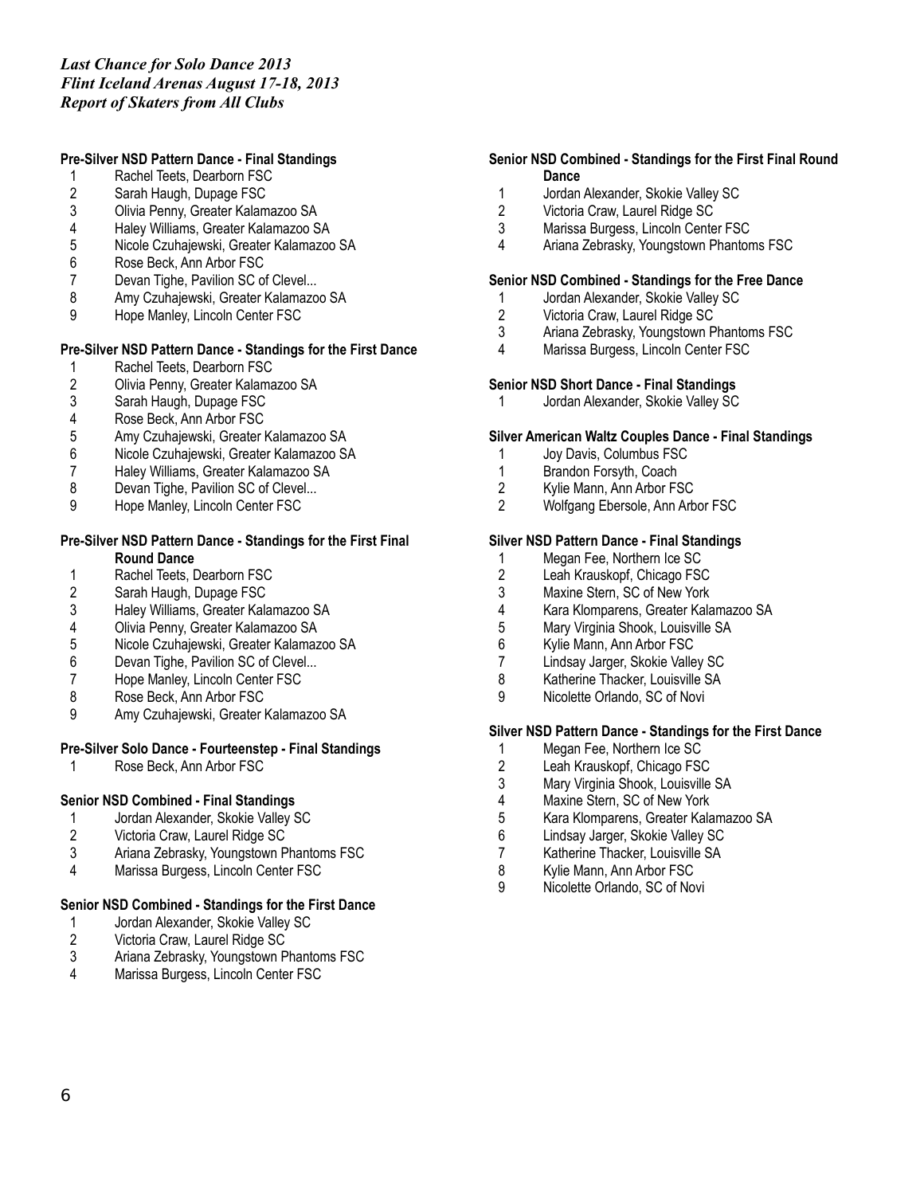*Last Chance for Solo Dance 2013*
*Flint Iceland Arenas August 17-18, 2013*
*Report of Skaters from All Clubs*

**Pre-Silver NSD Pattern Dance - Final Standings**

1. Rachel Teets, Dearborn FSC
2. Sarah Haugh, Dupage FSC
3. Olivia Penny, Greater Kalamazoo SA
4. Haley Williams, Greater Kalamazoo SA
5. Nicole Czuhajewski, Greater Kalamazoo SA
6. Rose Beck, Ann Arbor FSC
7. Devan Tighe, Pavilion SC of Clevel...
8. Amy Czuhajewski, Greater Kalamazoo SA
9. Hope Manley, Lincoln Center FSC

**Pre-Silver NSD Pattern Dance - Standings for the First Dance**

1. Rachel Teets, Dearborn FSC
2. Olivia Penny, Greater Kalamazoo SA
3. Sarah Haugh, Dupage FSC
4. Rose Beck, Ann Arbor FSC
5. Amy Czuhajewski, Greater Kalamazoo SA
6. Nicole Czuhajewski, Greater Kalamazoo SA
7. Haley Williams, Greater Kalamazoo SA
8. Devan Tighe, Pavilion SC of Clevel...
9. Hope Manley, Lincoln Center FSC

**Pre-Silver NSD Pattern Dance - Standings for the First Final Round Dance**

1. Rachel Teets, Dearborn FSC
2. Sarah Haugh, Dupage FSC
3. Haley Williams, Greater Kalamazoo SA
4. Olivia Penny, Greater Kalamazoo SA
5. Nicole Czuhajewski, Greater Kalamazoo SA
6. Devan Tighe, Pavilion SC of Clevel...
7. Hope Manley, Lincoln Center FSC
8. Rose Beck, Ann Arbor FSC
9. Amy Czuhajewski, Greater Kalamazoo SA

**Pre-Silver Solo Dance - Fourteenstep - Final Standings**

1. Rose Beck, Ann Arbor FSC

**Senior NSD Combined - Final Standings**

1. Jordan Alexander, Skokie Valley SC
2. Victoria Craw, Laurel Ridge SC
3. Ariana Zebrasky, Youngstown Phantoms FSC
4. Marissa Burgess, Lincoln Center FSC

**Senior NSD Combined - Standings for the First Dance**

1. Jordan Alexander, Skokie Valley SC
2. Victoria Craw, Laurel Ridge SC
3. Ariana Zebrasky, Youngstown Phantoms FSC
4. Marissa Burgess, Lincoln Center FSC

**Senior NSD Combined - Standings for the First Final Round Dance**

1. Jordan Alexander, Skokie Valley SC
2. Victoria Craw, Laurel Ridge SC
3. Marissa Burgess, Lincoln Center FSC
4. Ariana Zebrasky, Youngstown Phantoms FSC

**Senior NSD Combined - Standings for the Free Dance**

1. Jordan Alexander, Skokie Valley SC
2. Victoria Craw, Laurel Ridge SC
3. Ariana Zebrasky, Youngstown Phantoms FSC
4. Marissa Burgess, Lincoln Center FSC

**Senior NSD Short Dance - Final Standings**

1. Jordan Alexander, Skokie Valley SC

**Silver American Waltz Couples Dance - Final Standings**

| | |
|---|---|
| 1 | Joy Davis, Columbus FSC |
| 1 | Brandon Forsyth, Coach |
| 2 | Kylie Mann, Ann Arbor FSC |
| 2 | Wolfgang Ebersole, Ann Arbor FSC |

**Silver NSD Pattern Dance - Final Standings**

1. Megan Fee, Northern Ice SC
2. Leah Krauskopf, Chicago FSC
3. Maxine Stern, SC of New York
4. Kara Klomparens, Greater Kalamazoo SA
5. Mary Virginia Shook, Louisville SA
6. Kylie Mann, Ann Arbor FSC
7. Lindsay Jarger, Skokie Valley SC
8. Katherine Thacker, Louisville SA
9. Nicolette Orlando, SC of Novi

**Silver NSD Pattern Dance - Standings for the First Dance**

1. Megan Fee, Northern Ice SC
2. Leah Krauskopf, Chicago FSC
3. Mary Virginia Shook, Louisville SA
4. Maxine Stern, SC of New York
5. Kara Klomparens, Greater Kalamazoo SA
6. Lindsay Jarger, Skokie Valley SC
7. Katherine Thacker, Louisville SA
8. Kylie Mann, Ann Arbor FSC
9. Nicolette Orlando, SC of Novi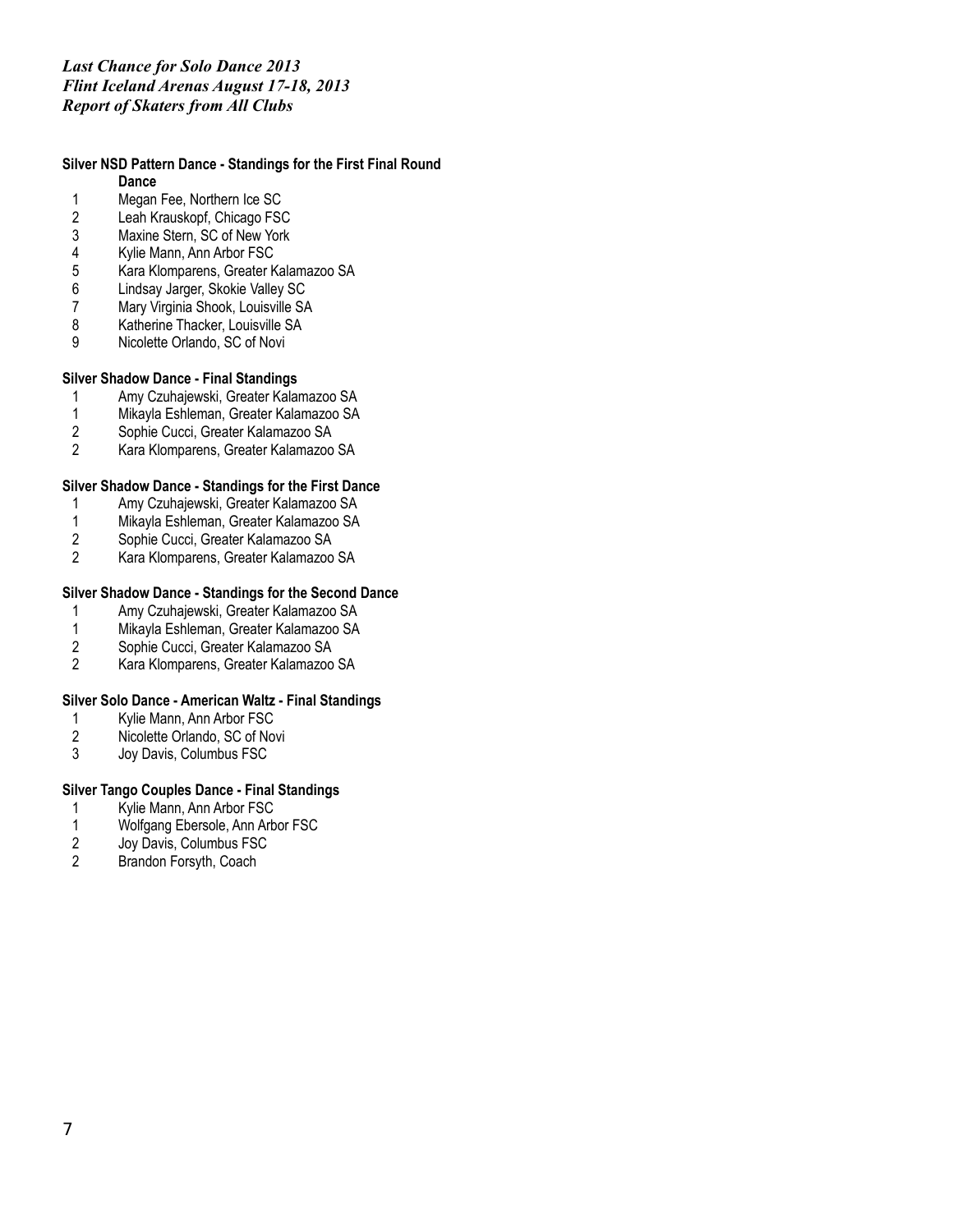*Last Chance for Solo Dance 2013*
*Flint Iceland Arenas August 17-18, 2013*
*Report of Skaters from All Clubs*

**Silver NSD Pattern Dance - Standings for the First Final Round Dance**

1 Megan Fee, Northern Ice SC
2 Leah Krauskopf, Chicago FSC
3 Maxine Stern, SC of New York
4 Kylie Mann, Ann Arbor FSC
5 Kara Klomparens, Greater Kalamazoo SA
6 Lindsay Jarger, Skokie Valley SC
7 Mary Virginia Shook, Louisville SA
8 Katherine Thacker, Louisville SA
9 Nicolette Orlando, SC of Novi

**Silver Shadow Dance - Final Standings**

1 Amy Czuhajewski, Greater Kalamazoo SA
1 Mikayla Eshleman, Greater Kalamazoo SA
2 Sophie Cucci, Greater Kalamazoo SA
2 Kara Klomparens, Greater Kalamazoo SA

**Silver Shadow Dance - Standings for the First Dance**

1 Amy Czuhajewski, Greater Kalamazoo SA
1 Mikayla Eshleman, Greater Kalamazoo SA
2 Sophie Cucci, Greater Kalamazoo SA
2 Kara Klomparens, Greater Kalamazoo SA

**Silver Shadow Dance - Standings for the Second Dance**

1 Amy Czuhajewski, Greater Kalamazoo SA
1 Mikayla Eshleman, Greater Kalamazoo SA
2 Sophie Cucci, Greater Kalamazoo SA
2 Kara Klomparens, Greater Kalamazoo SA

**Silver Solo Dance - American Waltz - Final Standings**

1 Kylie Mann, Ann Arbor FSC
2 Nicolette Orlando, SC of Novi
3 Joy Davis, Columbus FSC

**Silver Tango Couples Dance - Final Standings**

1 Kylie Mann, Ann Arbor FSC
1 Wolfgang Ebersole, Ann Arbor FSC
2 Joy Davis, Columbus FSC
2 Brandon Forsyth, Coach